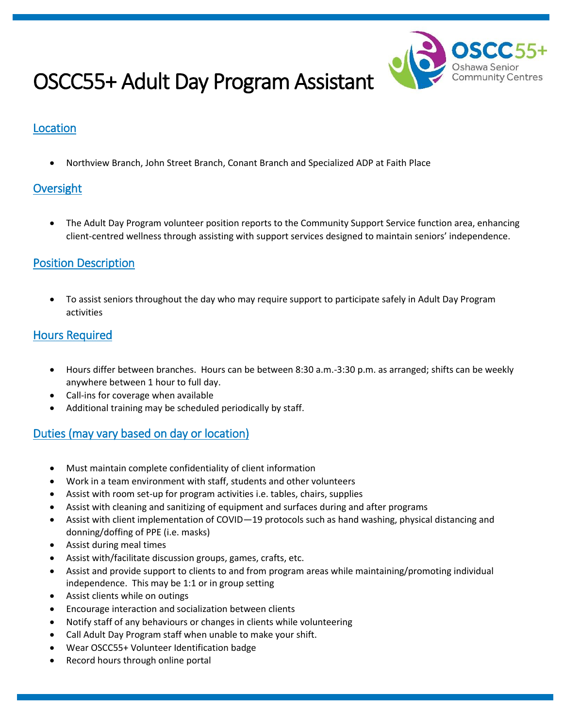# OSCC55+ Adult Day Program Assistant

## Location

- Northview Branch, John Street Branch, Conant Branch and Specialized ADP at Faith Place

## Oversight

- The Adult Day Program volunteer position reports to the Community Support Service function area, enhancing client-centred wellness through assisting with support services designed to maintain seniors' independence.

## Position Description

- To assist seniors throughout the day who may require support to participate safely in Adult Day Program activities

## Hours Required

- Hours differ between branches. Hours can be between 8:30 a.m.-3:30 p.m. as arranged; shifts can be weekly anywhere between 1 hour to full day.
- Call-ins for coverage when available
- Additional training may be scheduled periodically by staff.

## Duties (may vary based on day or location)

- Must maintain complete confidentiality of client information
- Work in a team environment with staff, students and other volunteers
- Assist with room set-up for program activities i.e. tables, chairs, supplies
- Assist with cleaning and sanitizing of equipment and surfaces during and after programs
- Assist with client implementation of COVID—19 protocols such as hand washing, physical distancing and donning/doffing of PPE (i.e. masks)
- Assist during meal times
- Assist with/facilitate discussion groups, games, crafts, etc.
- Assist and provide support to clients to and from program areas while maintaining/promoting individual independence. This may be 1:1 or in group setting
- Assist clients while on outings
- Encourage interaction and socialization between clients
- Notify staff of any behaviours or changes in clients while volunteering
- Call Adult Day Program staff when unable to make your shift.
- Wear OSCC55+ Volunteer Identification badge
- Record hours through online portal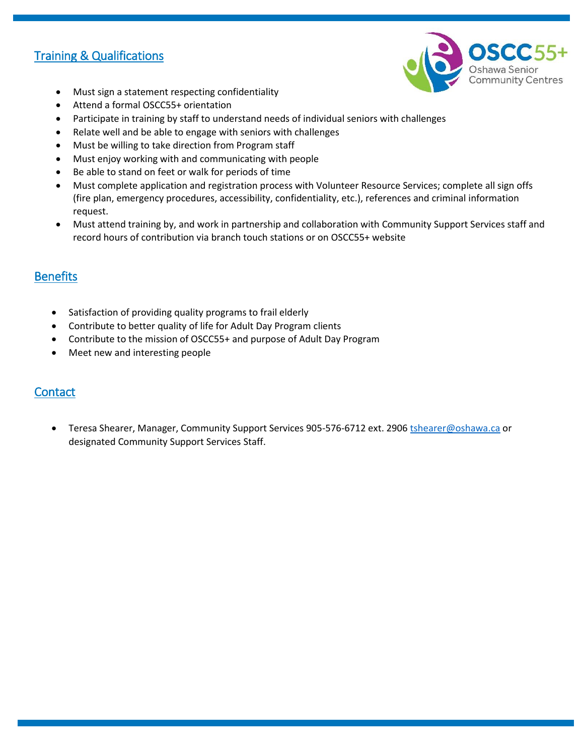## Training & Qualifications

- Must sign a statement respecting confidentiality
- Attend a formal OSCC55+ orientation
- Participate in training by staff to understand needs of individual seniors with challenges
- Relate well and be able to engage with seniors with challenges
- Must be willing to take direction from Program staff
- Must enjoy working with and communicating with people
- Be able to stand on feet or walk for periods of time
- Must complete application and registration process with Volunteer Resource Services; complete all sign offs (fire plan, emergency procedures, accessibility, confidentiality, etc.), references and criminal information request.
- Must attend training by, and work in partnership and collaboration with Community Support Services staff and record hours of contribution via branch touch stations or on OSCC55+ website

## Benefits

- Satisfaction of providing quality programs to frail elderly
- Contribute to better quality of life for Adult Day Program clients
- Contribute to the mission of OSCC55+ and purpose of Adult Day Program
- Meet new and interesting people

## Contact

- Teresa Shearer, Manager, Community Support Services 905-576-6712 ext. 2906 tshearer@oshawa.ca or designated Community Support Services Staff.